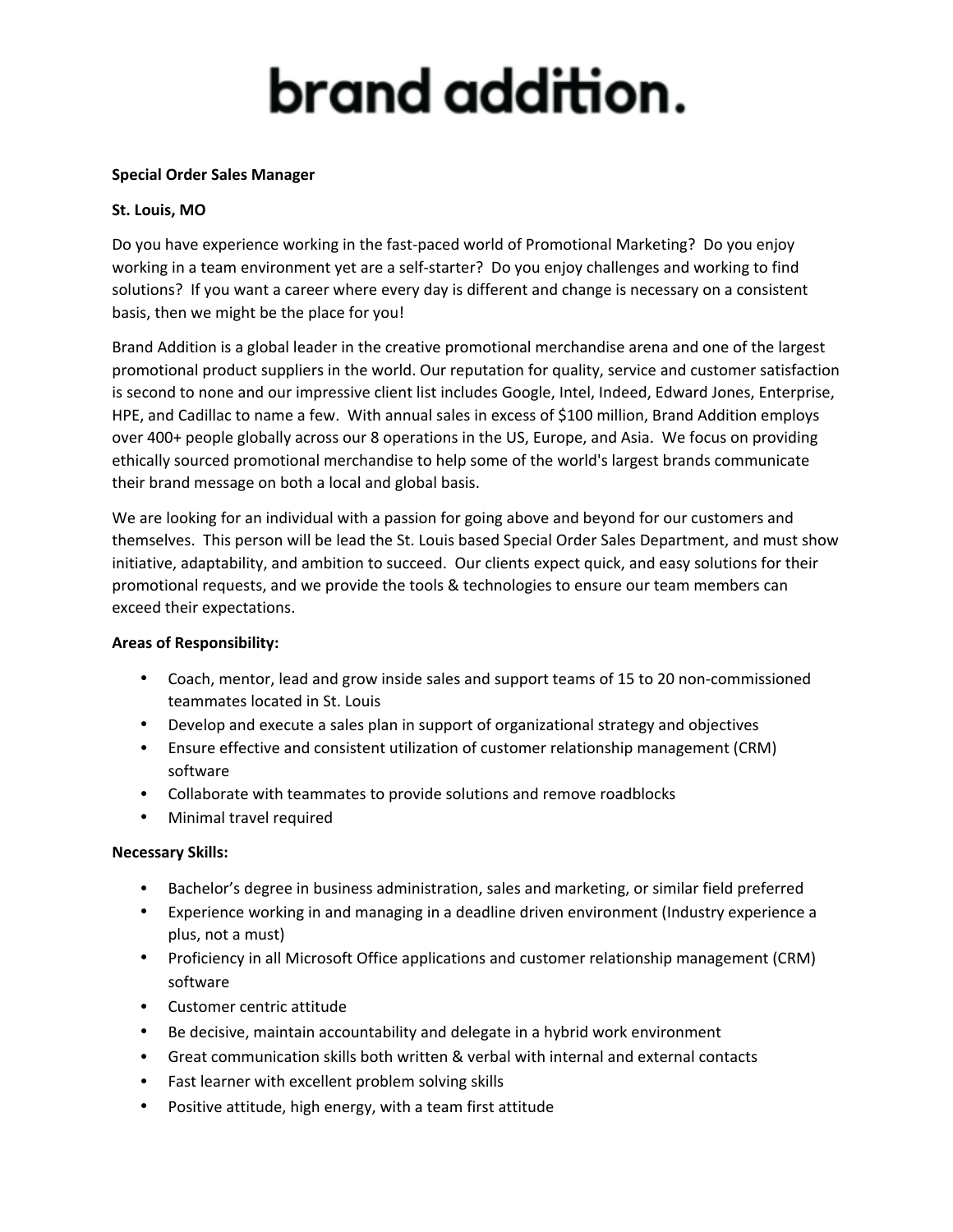# brand addition.

**Special Order Sales Manager**

**St. Louis, MO**

Do you have experience working in the fast-paced world of Promotional Marketing? Do you enjoy working in a team environment yet are a self-starter? Do you enjoy challenges and working to find solutions? If you want a career where every day is different and change is necessary on a consistent basis, then we might be the place for you!

Brand Addition is a global leader in the creative promotional merchandise arena and one of the largest promotional product suppliers in the world. Our reputation for quality, service and customer satisfaction is second to none and our impressive client list includes Google, Intel, Indeed, Edward Jones, Enterprise, HPE, and Cadillac to name a few. With annual sales in excess of $100 million, Brand Addition employs over 400+ people globally across our 8 operations in the US, Europe, and Asia. We focus on providing ethically sourced promotional merchandise to help some of the world's largest brands communicate their brand message on both a local and global basis.

We are looking for an individual with a passion for going above and beyond for our customers and themselves. This person will be lead the St. Louis based Special Order Sales Department, and must show initiative, adaptability, and ambition to succeed. Our clients expect quick, and easy solutions for their promotional requests, and we provide the tools & technologies to ensure our team members can exceed their expectations.

**Areas of Responsibility:**

- Coach, mentor, lead and grow inside sales and support teams of 15 to 20 non-commissioned teammates located in St. Louis
- Develop and execute a sales plan in support of organizational strategy and objectives
- Ensure effective and consistent utilization of customer relationship management (CRM) software
- Collaborate with teammates to provide solutions and remove roadblocks
- Minimal travel required

**Necessary Skills:**

- Bachelor's degree in business administration, sales and marketing, or similar field preferred
- Experience working in and managing in a deadline driven environment (Industry experience a plus, not a must)
- Proficiency in all Microsoft Office applications and customer relationship management (CRM) software
- Customer centric attitude
- Be decisive, maintain accountability and delegate in a hybrid work environment
- Great communication skills both written & verbal with internal and external contacts
- Fast learner with excellent problem solving skills
- Positive attitude, high energy, with a team first attitude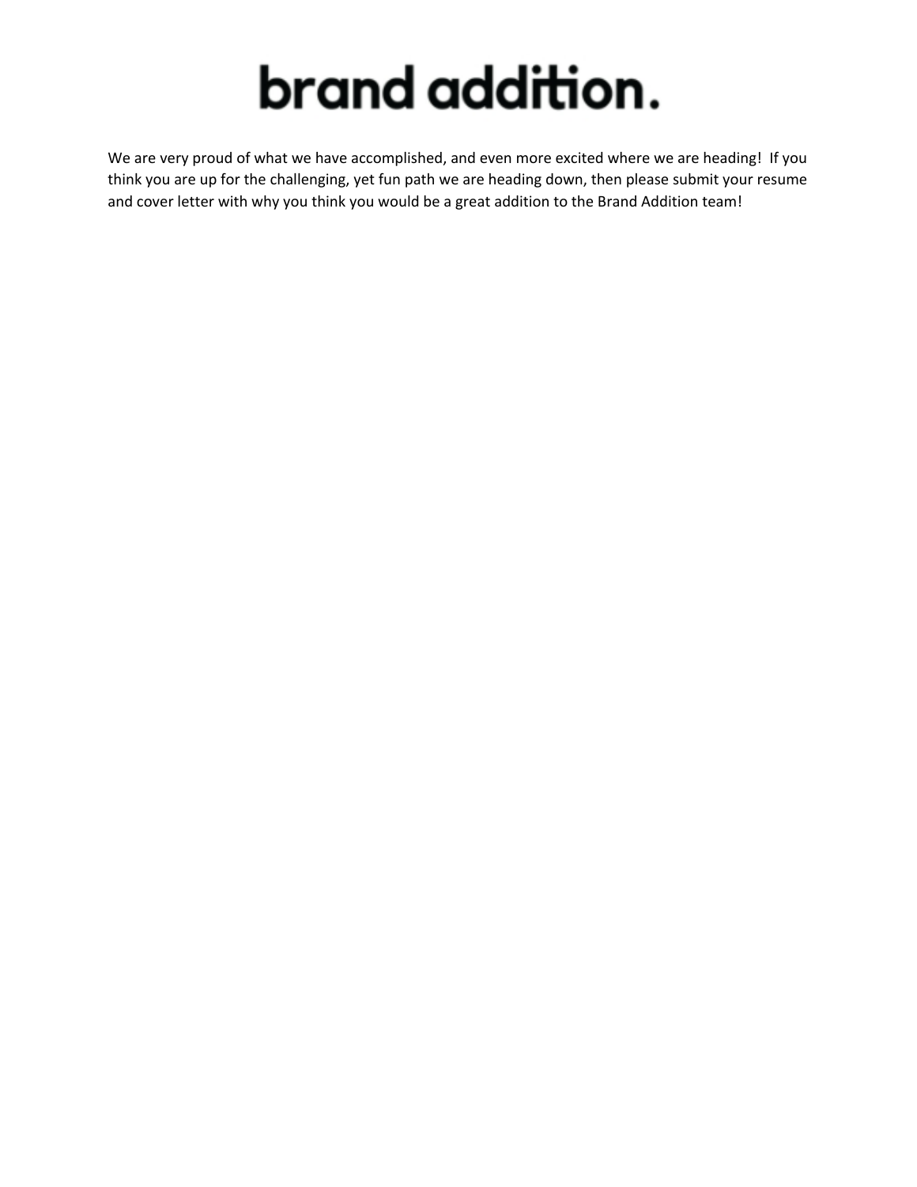# brand addition.

We are very proud of what we have accomplished, and even more excited where we are heading! If you think you are up for the challenging, yet fun path we are heading down, then please submit your resume and cover letter with why you think you would be a great addition to the Brand Addition team!